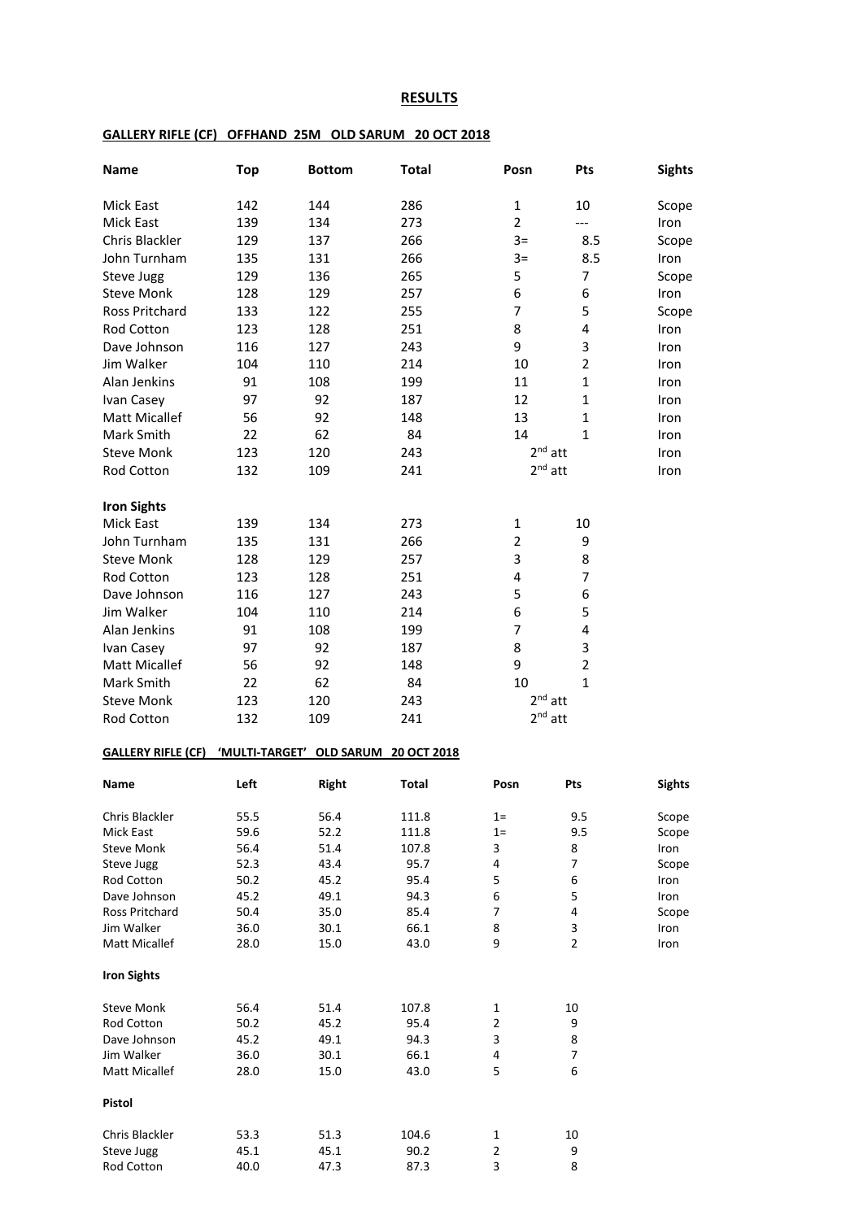# RESULTS

## GALLERY RIFLE (CF) OFFHAND 25M OLD SARUM 20 OCT 2018

| Name | Top | Bottom | Total | Posn | Pts | Sights |
|---|---|---|---|---|---|---|
| Mick East | 142 | 144 | 286 | 1 | 10 | Scope |
| Mick East | 139 | 134 | 273 | 2 | --- | Iron |
| Chris Blackler | 129 | 137 | 266 | 3= | 8.5 | Scope |
| John Turnham | 135 | 131 | 266 | 3= | 8.5 | Iron |
| Steve Jugg | 129 | 136 | 265 | 5 | 7 | Scope |
| Steve Monk | 128 | 129 | 257 | 6 | 6 | Iron |
| Ross Pritchard | 133 | 122 | 255 | 7 | 5 | Scope |
| Rod Cotton | 123 | 128 | 251 | 8 | 4 | Iron |
| Dave Johnson | 116 | 127 | 243 | 9 | 3 | Iron |
| Jim Walker | 104 | 110 | 214 | 10 | 2 | Iron |
| Alan Jenkins | 91 | 108 | 199 | 11 | 1 | Iron |
| Ivan Casey | 97 | 92 | 187 | 12 | 1 | Iron |
| Matt Micallef | 56 | 92 | 148 | 13 | 1 | Iron |
| Mark Smith | 22 | 62 | 84 | 14 | 1 | Iron |
| Steve Monk | 123 | 120 | 243 | 2nd att | | Iron |
| Rod Cotton | 132 | 109 | 241 | 2nd att | | Iron |

**Iron Sights**

| Name | Top | Bottom | Total | Posn | Pts |
|---|---|---|---|---|---|
| Mick East | 139 | 134 | 273 | 1 | 10 |
| John Turnham | 135 | 131 | 266 | 2 | 9 |
| Steve Monk | 128 | 129 | 257 | 3 | 8 |
| Rod Cotton | 123 | 128 | 251 | 4 | 7 |
| Dave Johnson | 116 | 127 | 243 | 5 | 6 |
| Jim Walker | 104 | 110 | 214 | 6 | 5 |
| Alan Jenkins | 91 | 108 | 199 | 7 | 4 |
| Ivan Casey | 97 | 92 | 187 | 8 | 3 |
| Matt Micallef | 56 | 92 | 148 | 9 | 2 |
| Mark Smith | 22 | 62 | 84 | 10 | 1 |
| Steve Monk | 123 | 120 | 243 | 2nd att | |
| Rod Cotton | 132 | 109 | 241 | 2nd att | |

## GALLERY RIFLE (CF) 'MULTI-TARGET' OLD SARUM 20 OCT 2018

| Name | Left | Right | Total | Posn | Pts | Sights |
|---|---|---|---|---|---|---|
| Chris Blackler | 55.5 | 56.4 | 111.8 | 1= | 9.5 | Scope |
| Mick East | 59.6 | 52.2 | 111.8 | 1= | 9.5 | Scope |
| Steve Monk | 56.4 | 51.4 | 107.8 | 3 | 8 | Iron |
| Steve Jugg | 52.3 | 43.4 | 95.7 | 4 | 7 | Scope |
| Rod Cotton | 50.2 | 45.2 | 95.4 | 5 | 6 | Iron |
| Dave Johnson | 45.2 | 49.1 | 94.3 | 6 | 5 | Iron |
| Ross Pritchard | 50.4 | 35.0 | 85.4 | 7 | 4 | Scope |
| Jim Walker | 36.0 | 30.1 | 66.1 | 8 | 3 | Iron |
| Matt Micallef | 28.0 | 15.0 | 43.0 | 9 | 2 | Iron |

**Iron Sights**

| Name | Left | Right | Total | Posn | Pts |
|---|---|---|---|---|---|
| Steve Monk | 56.4 | 51.4 | 107.8 | 1 | 10 |
| Rod Cotton | 50.2 | 45.2 | 95.4 | 2 | 9 |
| Dave Johnson | 45.2 | 49.1 | 94.3 | 3 | 8 |
| Jim Walker | 36.0 | 30.1 | 66.1 | 4 | 7 |
| Matt Micallef | 28.0 | 15.0 | 43.0 | 5 | 6 |

**Pistol**

| Name | Left | Right | Total | Posn | Pts |
|---|---|---|---|---|---|
| Chris Blackler | 53.3 | 51.3 | 104.6 | 1 | 10 |
| Steve Jugg | 45.1 | 45.1 | 90.2 | 2 | 9 |
| Rod Cotton | 40.0 | 47.3 | 87.3 | 3 | 8 |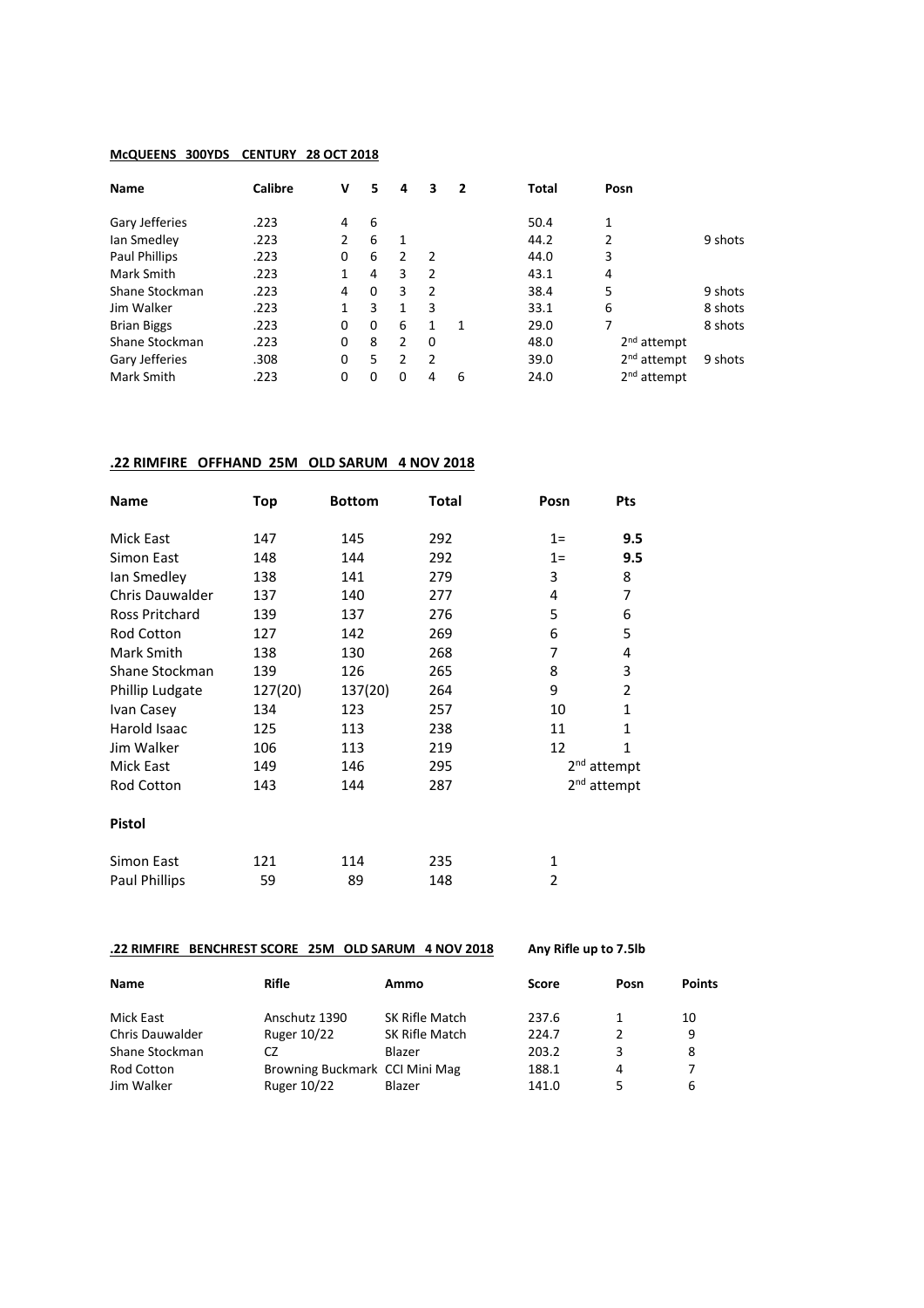**McQUEENS 300YDS CENTURY 28 OCT 2018**

| Name | Calibre | V | 5 | 4 | 3 | 2 | Total | Posn | |
|---|---|---|---|---|---|---|---|---|---|
| Gary Jefferies | .223 | 4 | 6 | | | | 50.4 | 1 | |
| Ian Smedley | .223 | 2 | 6 | 1 | | | 44.2 | 2 | 9 shots |
| Paul Phillips | .223 | 0 | 6 | 2 | 2 | | 44.0 | 3 | |
| Mark Smith | .223 | 1 | 4 | 3 | 2 | | 43.1 | 4 | |
| Shane Stockman | .223 | 4 | 0 | 3 | 2 | | 38.4 | 5 | 9 shots |
| Jim Walker | .223 | 1 | 3 | 1 | 3 | | 33.1 | 6 | 8 shots |
| Brian Biggs | .223 | 0 | 0 | 6 | 1 | 1 | 29.0 | 7 | 8 shots |
| Shane Stockman | .223 | 0 | 8 | 2 | 0 | | 48.0 | 2nd attempt | |
| Gary Jefferies | .308 | 0 | 5 | 2 | 2 | | 39.0 | 2nd attempt | 9 shots |
| Mark Smith | .223 | 0 | 0 | 0 | 4 | 6 | 24.0 | 2nd attempt | |

**.22 RIMFIRE OFFHAND 25M OLD SARUM 4 NOV 2018**

| Name | Top | Bottom | Total | Posn | Pts |
|---|---|---|---|---|---|
| Mick East | 147 | 145 | 292 | 1= | **9.5** |
| Simon East | 148 | 144 | 292 | 1= | **9.5** |
| Ian Smedley | 138 | 141 | 279 | 3 | 8 |
| Chris Dauwalder | 137 | 140 | 277 | 4 | 7 |
| Ross Pritchard | 139 | 137 | 276 | 5 | 6 |
| Rod Cotton | 127 | 142 | 269 | 6 | 5 |
| Mark Smith | 138 | 130 | 268 | 7 | 4 |
| Shane Stockman | 139 | 126 | 265 | 8 | 3 |
| Phillip Ludgate | 127(20) | 137(20) | 264 | 9 | 2 |
| Ivan Casey | 134 | 123 | 257 | 10 | 1 |
| Harold Isaac | 125 | 113 | 238 | 11 | 1 |
| Jim Walker | 106 | 113 | 219 | 12 | 1 |
| Mick East | 149 | 146 | 295 | 2nd attempt | |
| Rod Cotton | 143 | 144 | 287 | 2nd attempt | |

**Pistol**

| Name | Top | Bottom | Total | Posn |
|---|---|---|---|---|
| Simon East | 121 | 114 | 235 | 1 |
| Paul Phillips | 59 | 89 | 148 | 2 |

**.22 RIMFIRE BENCHREST SCORE 25M OLD SARUM 4 NOV 2018** **Any Rifle up to 7.5lb**

| Name | Rifle | Ammo | Score | Posn | Points |
|---|---|---|---|---|---|
| Mick East | Anschutz 1390 | SK Rifle Match | 237.6 | 1 | 10 |
| Chris Dauwalder | Ruger 10/22 | SK Rifle Match | 224.7 | 2 | 9 |
| Shane Stockman | CZ | Blazer | 203.2 | 3 | 8 |
| Rod Cotton | Browning Buckmark | CCI Mini Mag | 188.1 | 4 | 7 |
| Jim Walker | Ruger 10/22 | Blazer | 141.0 | 5 | 6 |